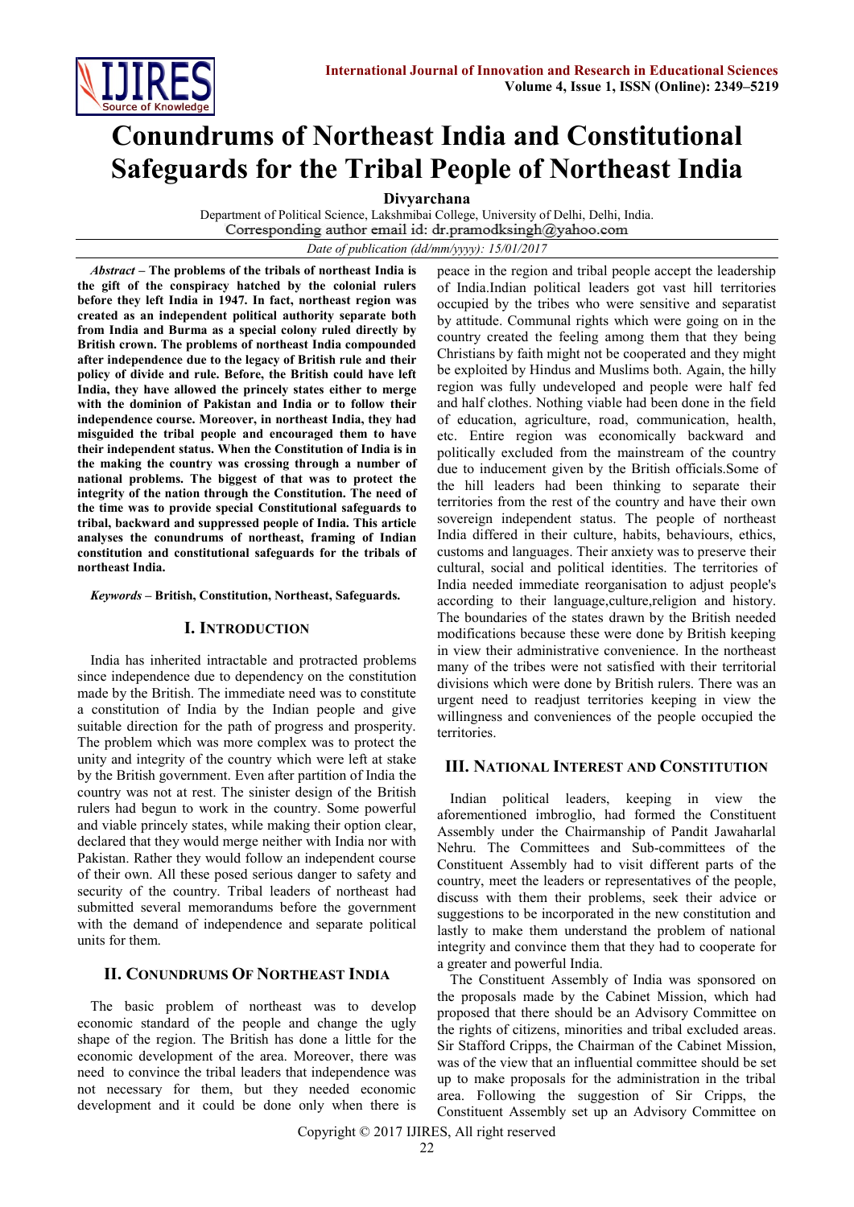# Conundrums of Northeast India and Constitutional Safeguards for the Tribal People of Northeast India

**Divyarchana**

Department of Political Science, Lakshmibai College, University of Delhi, Delhi, India.
Corresponding author email id: dr.pramodksingh@yahoo.com

*Date of publication (dd/mm/yyyy): 15/01/2017*

***Abstract* – The problems of the tribals of northeast India is the gift of the conspiracy hatched by the colonial rulers before they left India in 1947. In fact, northeast region was created as an independent political authority separate both from India and Burma as a special colony ruled directly by British crown. The problems of northeast India compounded after independence due to the legacy of British rule and their policy of divide and rule. Before, the British could have left India, they have allowed the princely states either to merge with the dominion of Pakistan and India or to follow their independence course. Moreover, in northeast India, they had misguided the tribal people and encouraged them to have their independent status. When the Constitution of India is in the making the country was crossing through a number of national problems. The biggest of that was to protect the integrity of the nation through the Constitution. The need of the time was to provide special Constitutional safeguards to tribal, backward and suppressed people of India. This article analyses the conundrums of northeast, framing of Indian constitution and constitutional safeguards for the tribals of northeast India.**

***Keywords* – British, Constitution, Northeast, Safeguards.**

## I. Introduction

India has inherited intractable and protracted problems since independence due to dependency on the constitution made by the British. The immediate need was to constitute a constitution of India by the Indian people and give suitable direction for the path of progress and prosperity. The problem which was more complex was to protect the unity and integrity of the country which were left at stake by the British government. Even after partition of India the country was not at rest. The sinister design of the British rulers had begun to work in the country. Some powerful and viable princely states, while making their option clear, declared that they would merge neither with India nor with Pakistan. Rather they would follow an independent course of their own. All these posed serious danger to safety and security of the country. Tribal leaders of northeast had submitted several memorandums before the government with the demand of independence and separate political units for them.

## II. Conundrums Of Northeast India

The basic problem of northeast was to develop economic standard of the people and change the ugly shape of the region. The British has done a little for the economic development of the area. Moreover, there was need to convince the tribal leaders that independence was not necessary for them, but they needed economic development and it could be done only when there is peace in the region and tribal people accept the leadership of India.Indian political leaders got vast hill territories occupied by the tribes who were sensitive and separatist by attitude. Communal rights which were going on in the country created the feeling among them that they being Christians by faith might not be cooperated and they might be exploited by Hindus and Muslims both. Again, the hilly region was fully undeveloped and people were half fed and half clothes. Nothing viable had been done in the field of education, agriculture, road, communication, health, etc. Entire region was economically backward and politically excluded from the mainstream of the country due to inducement given by the British officials.Some of the hill leaders had been thinking to separate their territories from the rest of the country and have their own sovereign independent status. The people of northeast India differed in their culture, habits, behaviours, ethics, customs and languages. Their anxiety was to preserve their cultural, social and political identities. The territories of India needed immediate reorganisation to adjust people's according to their language,culture,religion and history. The boundaries of the states drawn by the British needed modifications because these were done by British keeping in view their administrative convenience. In the northeast many of the tribes were not satisfied with their territorial divisions which were done by British rulers. There was an urgent need to readjust territories keeping in view the willingness and conveniences of the people occupied the territories.

## III. National Interest and Constitution

Indian political leaders, keeping in view the aforementioned imbroglio, had formed the Constituent Assembly under the Chairmanship of Pandit Jawaharlal Nehru. The Committees and Sub-committees of the Constituent Assembly had to visit different parts of the country, meet the leaders or representatives of the people, discuss with them their problems, seek their advice or suggestions to be incorporated in the new constitution and lastly to make them understand the problem of national integrity and convince them that they had to cooperate for a greater and powerful India.

The Constituent Assembly of India was sponsored on the proposals made by the Cabinet Mission, which had proposed that there should be an Advisory Committee on the rights of citizens, minorities and tribal excluded areas. Sir Stafford Cripps, the Chairman of the Cabinet Mission, was of the view that an influential committee should be set up to make proposals for the administration in the tribal area. Following the suggestion of Sir Cripps, the Constituent Assembly set up an Advisory Committee on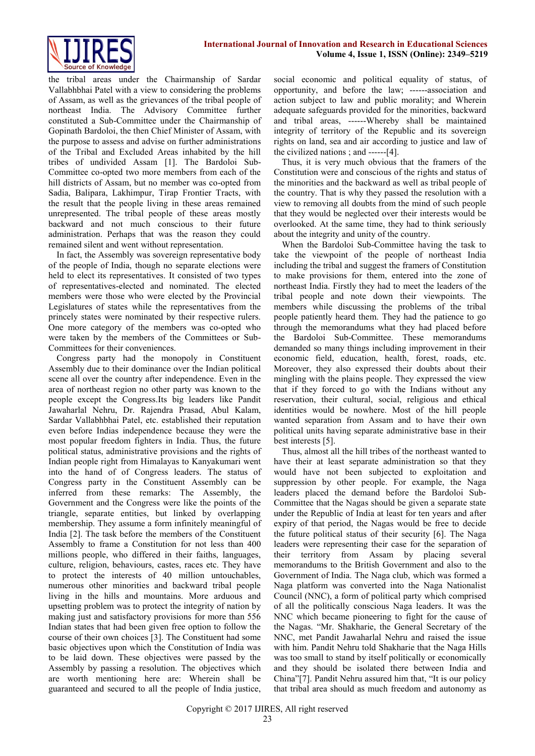the tribal areas under the Chairmanship of Sardar Vallabhbhai Patel with a view to considering the problems of Assam, as well as the grievances of the tribal people of northeast India. The Advisory Committee further constituted a Sub-Committee under the Chairmanship of Gopinath Bardoloi, the then Chief Minister of Assam, with the purpose to assess and advise on further administrations of the Tribal and Excluded Areas inhabited by the hill tribes of undivided Assam [1]. The Bardoloi Sub-Committee co-opted two more members from each of the hill districts of Assam, but no member was co-opted from Sadia, Balipara, Lakhimpur, Tirap Frontier Tracts, with the result that the people living in these areas remained unrepresented. The tribal people of these areas mostly backward and not much conscious to their future administration. Perhaps that was the reason they could remained silent and went without representation.

In fact, the Assembly was sovereign representative body of the people of India, though no separate elections were held to elect its representatives. It consisted of two types of representatives-elected and nominated. The elected members were those who were elected by the Provincial Legislatures of states while the representatives from the princely states were nominated by their respective rulers. One more category of the members was co-opted who were taken by the members of the Committees or Sub-Committees for their conveniences.

Congress party had the monopoly in Constituent Assembly due to their dominance over the Indian political scene all over the country after independence. Even in the area of northeast region no other party was known to the people except the Congress.Its big leaders like Pandit Jawaharlal Nehru, Dr. Rajendra Prasad, Abul Kalam, Sardar Vallabhbhai Patel, etc. established their reputation even before Indias independence because they were the most popular freedom fighters in India. Thus, the future political status, administrative provisions and the rights of Indian people right from Himalayas to Kanyakumari went into the hand of of Congress leaders. The status of Congress party in the Constituent Assembly can be inferred from these remarks: The Assembly, the Government and the Congress were like the points of the triangle, separate entities, but linked by overlapping membership. They assume a form infinitely meaningful of India [2]. The task before the members of the Constituent Assembly to frame a Constitution for not less than 400 millions people, who differed in their faiths, languages, culture, religion, behaviours, castes, etc. They have to protect the interests of 40 million untouchables, numerous other minorities and backward tribal people living in the hills and mountains. More arduous and upsetting problem was to protect the integrity of nation by making just and satisfactory provisions for more than 556 Indian states that had been given free option to follow the course of their own choices [3]. The Constituent had some basic objectives upon which the Constitution of India was to be laid down. These objectives were passed by the Assembly by passing a resolution. The objectives which are worth mentioning here are: Wherein shall be guaranteed and secured to all the people of India justice, social economic and political equality of status, of opportunity, and before the law; ------association and action subject to law and public morality; and Wherein adequate safeguards provided for the minorities, backward and tribal areas, ------Whereby shall be maintained integrity of territory of the Republic and its sovereign rights on land, sea and air according to justice and law of the civilized nations ; and ------[4].

Thus, it is very much obvious that the framers of the Constitution were and conscious of the rights and status of the minorities and the backward as well as tribal people of the country. That is why they passed the resolution with a view to removing all doubts from the mind of such people that they would be neglected over their interests would be overlooked. At the same time, they had to think seriously about the integrity and unity of the country.

When the Bardoloi Sub-Committee having the task to take the viewpoint of the people of northeast India including the tribal and suggest the framers of Constitution to make provisions for them, entered into the zone of northeast India. Firstly they had to meet the leaders of the tribal people and note down their viewpoints. The members while discussing the problems of the tribal people patiently heard them. They had the patience to go through the memorandums what they had placed before the Bardoloi Sub-Committee. These memorandums demanded so many things including improvement in their economic field, education, health, forest, roads, etc. Moreover, they also expressed their doubts about their mingling with the plains people. They expressed the view that if they forced to go with the Indians without any reservation, their cultural, social, religious and ethical identities would be nowhere. Most of the hill people wanted separation from Assam and to have their own political units having separate administrative base in their best interests [5].

Thus, almost all the hill tribes of the northeast wanted to have their at least separate administration so that they would have not been subjected to exploitation and suppression by other people. For example, the Naga leaders placed the demand before the Bardoloi Sub-Committee that the Nagas should be given a separate state under the Republic of India at least for ten years and after expiry of that period, the Nagas would be free to decide the future political status of their security [6]. The Naga leaders were representing their case for the separation of their territory from Assam by placing several memorandums to the British Government and also to the Government of India. The Naga club, which was formed a Naga platform was converted into the Naga Nationalist Council (NNC), a form of political party which comprised of all the politically conscious Naga leaders. It was the NNC which became pioneering to fight for the cause of the Nagas. "Mr. Shakharie, the General Secretary of the NNC, met Pandit Jawaharlal Nehru and raised the issue with him. Pandit Nehru told Shakharie that the Naga Hills was too small to stand by itself politically or economically and they should be isolated there between India and China"[7]. Pandit Nehru assured him that, "It is our policy that tribal area should as much freedom and autonomy as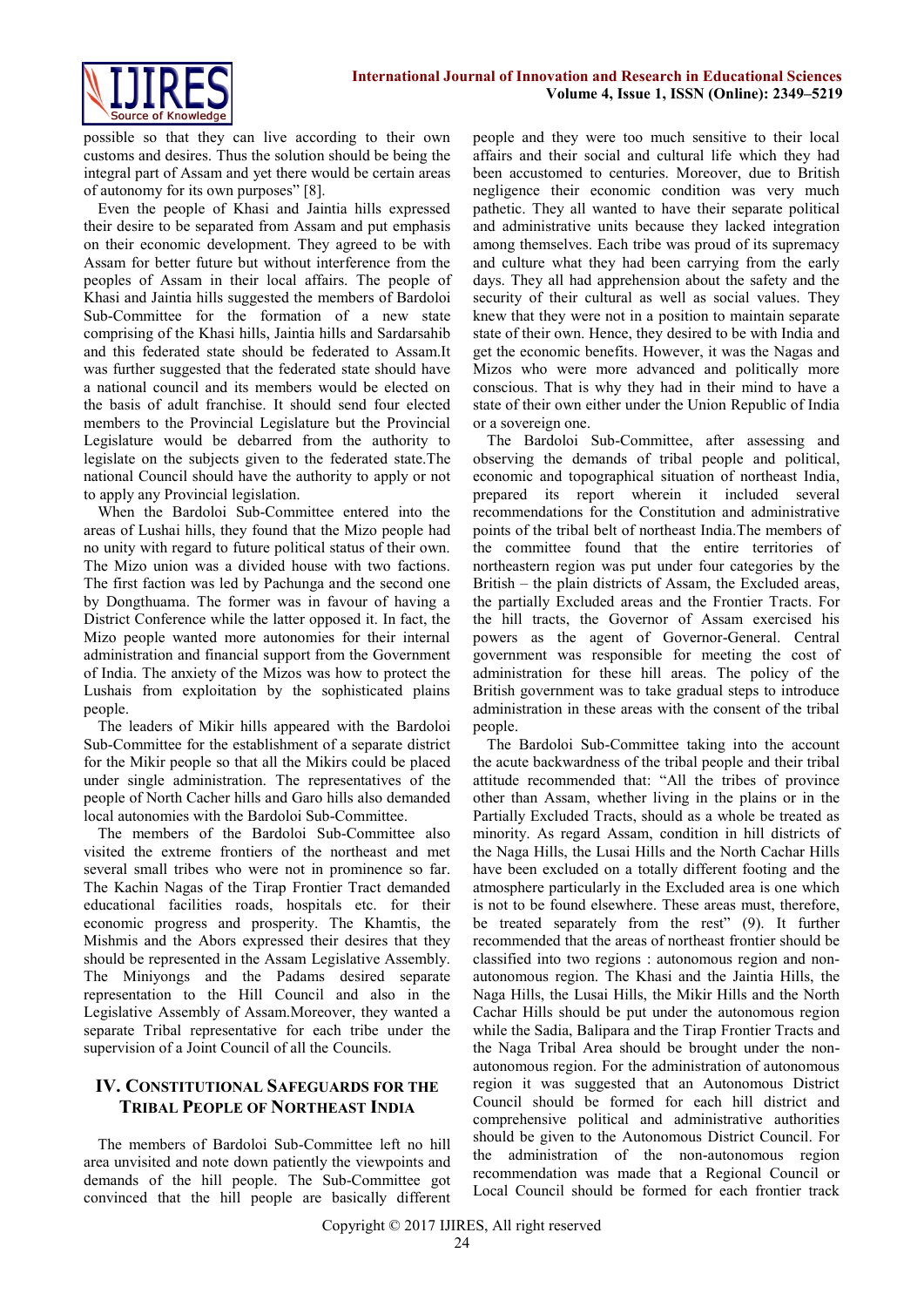possible so that they can live according to their own customs and desires. Thus the solution should be being the integral part of Assam and yet there would be certain areas of autonomy for its own purposes" [8].

Even the people of Khasi and Jaintia hills expressed their desire to be separated from Assam and put emphasis on their economic development. They agreed to be with Assam for better future but without interference from the peoples of Assam in their local affairs. The people of Khasi and Jaintia hills suggested the members of Bardoloi Sub-Committee for the formation of a new state comprising of the Khasi hills, Jaintia hills and Sardarsahib and this federated state should be federated to Assam.It was further suggested that the federated state should have a national council and its members would be elected on the basis of adult franchise. It should send four elected members to the Provincial Legislature but the Provincial Legislature would be debarred from the authority to legislate on the subjects given to the federated state.The national Council should have the authority to apply or not to apply any Provincial legislation.

When the Bardoloi Sub-Committee entered into the areas of Lushai hills, they found that the Mizo people had no unity with regard to future political status of their own. The Mizo union was a divided house with two factions. The first faction was led by Pachunga and the second one by Dongthuama. The former was in favour of having a District Conference while the latter opposed it. In fact, the Mizo people wanted more autonomies for their internal administration and financial support from the Government of India. The anxiety of the Mizos was how to protect the Lushais from exploitation by the sophisticated plains people.

The leaders of Mikir hills appeared with the Bardoloi Sub-Committee for the establishment of a separate district for the Mikir people so that all the Mikirs could be placed under single administration. The representatives of the people of North Cacher hills and Garo hills also demanded local autonomies with the Bardoloi Sub-Committee.

The members of the Bardoloi Sub-Committee also visited the extreme frontiers of the northeast and met several small tribes who were not in prominence so far. The Kachin Nagas of the Tirap Frontier Tract demanded educational facilities roads, hospitals etc. for their economic progress and prosperity. The Khamtis, the Mishmis and the Abors expressed their desires that they should be represented in the Assam Legislative Assembly. The Miniyongs and the Padams desired separate representation to the Hill Council and also in the Legislative Assembly of Assam.Moreover, they wanted a separate Tribal representative for each tribe under the supervision of a Joint Council of all the Councils.

## IV. Constitutional Safeguards for the Tribal People of Northeast India

The members of Bardoloi Sub-Committee left no hill area unvisited and note down patiently the viewpoints and demands of the hill people. The Sub-Committee got convinced that the hill people are basically different people and they were too much sensitive to their local affairs and their social and cultural life which they had been accustomed to centuries. Moreover, due to British negligence their economic condition was very much pathetic. They all wanted to have their separate political and administrative units because they lacked integration among themselves. Each tribe was proud of its supremacy and culture what they had been carrying from the early days. They all had apprehension about the safety and the security of their cultural as well as social values. They knew that they were not in a position to maintain separate state of their own. Hence, they desired to be with India and get the economic benefits. However, it was the Nagas and Mizos who were more advanced and politically more conscious. That is why they had in their mind to have a state of their own either under the Union Republic of India or a sovereign one.

The Bardoloi Sub-Committee, after assessing and observing the demands of tribal people and political, economic and topographical situation of northeast India, prepared its report wherein it included several recommendations for the Constitution and administrative points of the tribal belt of northeast India.The members of the committee found that the entire territories of northeastern region was put under four categories by the British – the plain districts of Assam, the Excluded areas, the partially Excluded areas and the Frontier Tracts. For the hill tracts, the Governor of Assam exercised his powers as the agent of Governor-General. Central government was responsible for meeting the cost of administration for these hill areas. The policy of the British government was to take gradual steps to introduce administration in these areas with the consent of the tribal people.

The Bardoloi Sub-Committee taking into the account the acute backwardness of the tribal people and their tribal attitude recommended that: "All the tribes of province other than Assam, whether living in the plains or in the Partially Excluded Tracts, should as a whole be treated as minority. As regard Assam, condition in hill districts of the Naga Hills, the Lusai Hills and the North Cachar Hills have been excluded on a totally different footing and the atmosphere particularly in the Excluded area is one which is not to be found elsewhere. These areas must, therefore, be treated separately from the rest" (9). It further recommended that the areas of northeast frontier should be classified into two regions : autonomous region and non-autonomous region. The Khasi and the Jaintia Hills, the Naga Hills, the Lusai Hills, the Mikir Hills and the North Cachar Hills should be put under the autonomous region while the Sadia, Balipara and the Tirap Frontier Tracts and the Naga Tribal Area should be brought under the non-autonomous region. For the administration of autonomous region it was suggested that an Autonomous District Council should be formed for each hill district and comprehensive political and administrative authorities should be given to the Autonomous District Council. For the administration of the non-autonomous region recommendation was made that a Regional Council or Local Council should be formed for each frontier track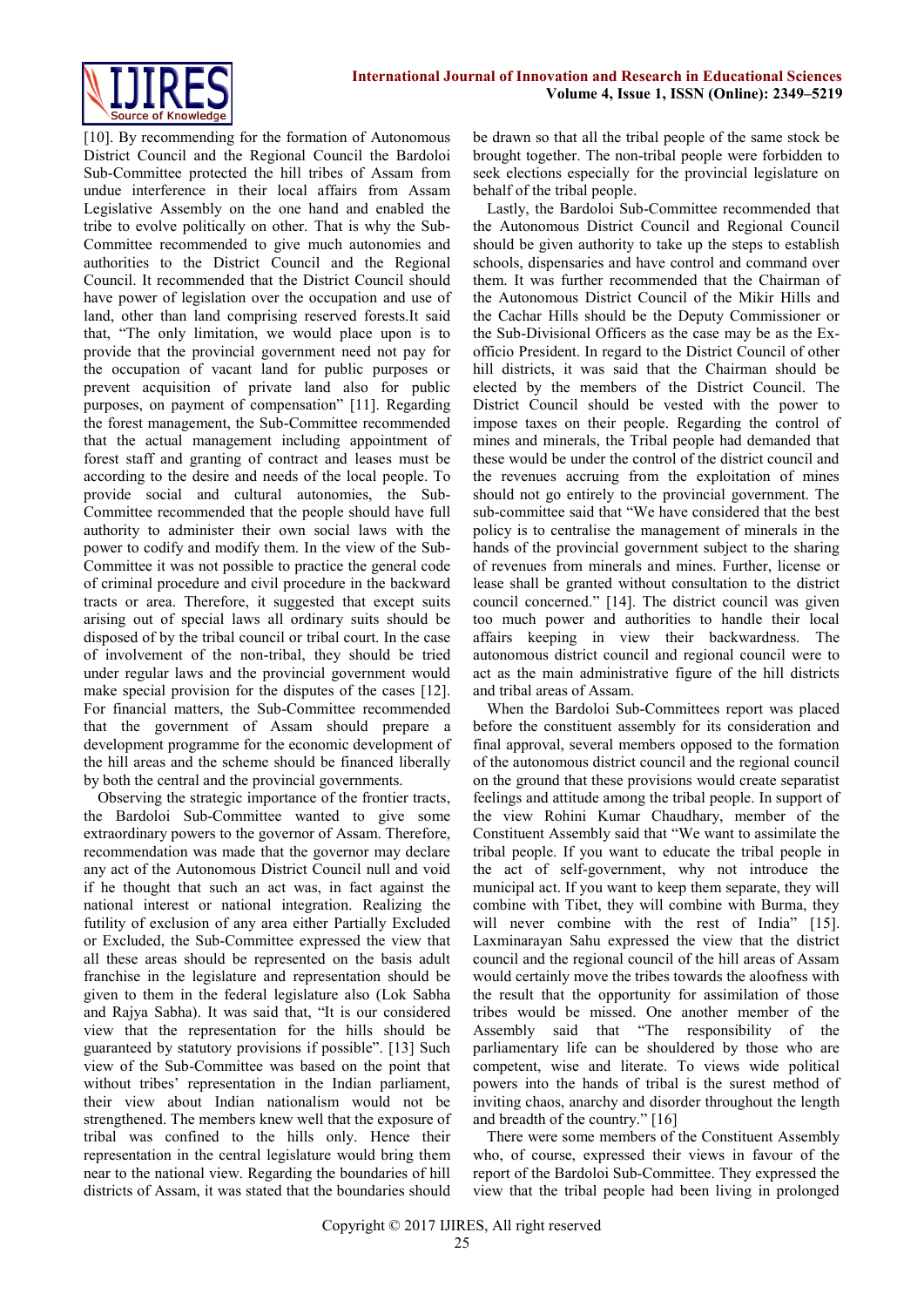[10]. By recommending for the formation of Autonomous District Council and the Regional Council the Bardoloi Sub-Committee protected the hill tribes of Assam from undue interference in their local affairs from Assam Legislative Assembly on the one hand and enabled the tribe to evolve politically on other. That is why the Sub-Committee recommended to give much autonomies and authorities to the District Council and the Regional Council. It recommended that the District Council should have power of legislation over the occupation and use of land, other than land comprising reserved forests.It said that, "The only limitation, we would place upon is to provide that the provincial government need not pay for the occupation of vacant land for public purposes or prevent acquisition of private land also for public purposes, on payment of compensation" [11]. Regarding the forest management, the Sub-Committee recommended that the actual management including appointment of forest staff and granting of contract and leases must be according to the desire and needs of the local people. To provide social and cultural autonomies, the Sub-Committee recommended that the people should have full authority to administer their own social laws with the power to codify and modify them. In the view of the Sub-Committee it was not possible to practice the general code of criminal procedure and civil procedure in the backward tracts or area. Therefore, it suggested that except suits arising out of special laws all ordinary suits should be disposed of by the tribal council or tribal court. In the case of involvement of the non-tribal, they should be tried under regular laws and the provincial government would make special provision for the disputes of the cases [12]. For financial matters, the Sub-Committee recommended that the government of Assam should prepare a development programme for the economic development of the hill areas and the scheme should be financed liberally by both the central and the provincial governments.

Observing the strategic importance of the frontier tracts, the Bardoloi Sub-Committee wanted to give some extraordinary powers to the governor of Assam. Therefore, recommendation was made that the governor may declare any act of the Autonomous District Council null and void if he thought that such an act was, in fact against the national interest or national integration. Realizing the futility of exclusion of any area either Partially Excluded or Excluded, the Sub-Committee expressed the view that all these areas should be represented on the basis adult franchise in the legislature and representation should be given to them in the federal legislature also (Lok Sabha and Rajya Sabha). It was said that, "It is our considered view that the representation for the hills should be guaranteed by statutory provisions if possible". [13] Such view of the Sub-Committee was based on the point that without tribes' representation in the Indian parliament, their view about Indian nationalism would not be strengthened. The members knew well that the exposure of tribal was confined to the hills only. Hence their representation in the central legislature would bring them near to the national view. Regarding the boundaries of hill districts of Assam, it was stated that the boundaries should be drawn so that all the tribal people of the same stock be brought together. The non-tribal people were forbidden to seek elections especially for the provincial legislature on behalf of the tribal people.

Lastly, the Bardoloi Sub-Committee recommended that the Autonomous District Council and Regional Council should be given authority to take up the steps to establish schools, dispensaries and have control and command over them. It was further recommended that the Chairman of the Autonomous District Council of the Mikir Hills and the Cachar Hills should be the Deputy Commissioner or the Sub-Divisional Officers as the case may be as the Ex-officio President. In regard to the District Council of other hill districts, it was said that the Chairman should be elected by the members of the District Council. The District Council should be vested with the power to impose taxes on their people. Regarding the control of mines and minerals, the Tribal people had demanded that these would be under the control of the district council and the revenues accruing from the exploitation of mines should not go entirely to the provincial government. The sub-committee said that "We have considered that the best policy is to centralise the management of minerals in the hands of the provincial government subject to the sharing of revenues from minerals and mines. Further, license or lease shall be granted without consultation to the district council concerned." [14]. The district council was given too much power and authorities to handle their local affairs keeping in view their backwardness. The autonomous district council and regional council were to act as the main administrative figure of the hill districts and tribal areas of Assam.

When the Bardoloi Sub-Committees report was placed before the constituent assembly for its consideration and final approval, several members opposed to the formation of the autonomous district council and the regional council on the ground that these provisions would create separatist feelings and attitude among the tribal people. In support of the view Rohini Kumar Chaudhary, member of the Constituent Assembly said that "We want to assimilate the tribal people. If you want to educate the tribal people in the act of self-government, why not introduce the municipal act. If you want to keep them separate, they will combine with Tibet, they will combine with Burma, they will never combine with the rest of India" [15]. Laxminarayan Sahu expressed the view that the district council and the regional council of the hill areas of Assam would certainly move the tribes towards the aloofness with the result that the opportunity for assimilation of those tribes would be missed. One another member of the Assembly said that "The responsibility of the parliamentary life can be shouldered by those who are competent, wise and literate. To views wide political powers into the hands of tribal is the surest method of inviting chaos, anarchy and disorder throughout the length and breadth of the country." [16]

There were some members of the Constituent Assembly who, of course, expressed their views in favour of the report of the Bardoloi Sub-Committee. They expressed the view that the tribal people had been living in prolonged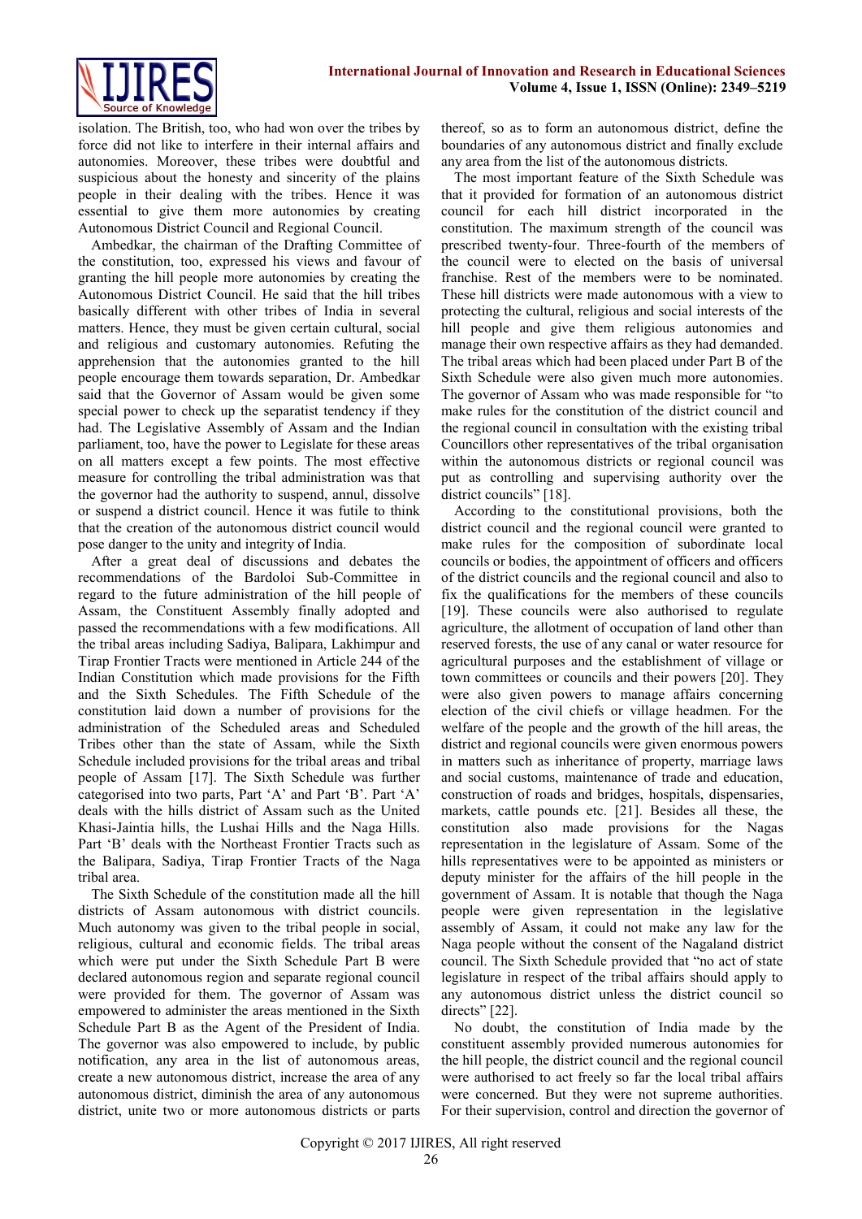isolation. The British, too, who had won over the tribes by force did not like to interfere in their internal affairs and autonomies. Moreover, these tribes were doubtful and suspicious about the honesty and sincerity of the plains people in their dealing with the tribes. Hence it was essential to give them more autonomies by creating Autonomous District Council and Regional Council.

Ambedkar, the chairman of the Drafting Committee of the constitution, too, expressed his views and favour of granting the hill people more autonomies by creating the Autonomous District Council. He said that the hill tribes basically different with other tribes of India in several matters. Hence, they must be given certain cultural, social and religious and customary autonomies. Refuting the apprehension that the autonomies granted to the hill people encourage them towards separation, Dr. Ambedkar said that the Governor of Assam would be given some special power to check up the separatist tendency if they had. The Legislative Assembly of Assam and the Indian parliament, too, have the power to Legislate for these areas on all matters except a few points. The most effective measure for controlling the tribal administration was that the governor had the authority to suspend, annul, dissolve or suspend a district council. Hence it was futile to think that the creation of the autonomous district council would pose danger to the unity and integrity of India.

After a great deal of discussions and debates the recommendations of the Bardoloi Sub-Committee in regard to the future administration of the hill people of Assam, the Constituent Assembly finally adopted and passed the recommendations with a few modifications. All the tribal areas including Sadiya, Balipara, Lakhimpur and Tirap Frontier Tracts were mentioned in Article 244 of the Indian Constitution which made provisions for the Fifth and the Sixth Schedules. The Fifth Schedule of the constitution laid down a number of provisions for the administration of the Scheduled areas and Scheduled Tribes other than the state of Assam, while the Sixth Schedule included provisions for the tribal areas and tribal people of Assam [17]. The Sixth Schedule was further categorised into two parts, Part 'A' and Part 'B'. Part 'A' deals with the hills district of Assam such as the United Khasi-Jaintia hills, the Lushai Hills and the Naga Hills. Part 'B' deals with the Northeast Frontier Tracts such as the Balipara, Sadiya, Tirap Frontier Tracts of the Naga tribal area.

The Sixth Schedule of the constitution made all the hill districts of Assam autonomous with district councils. Much autonomy was given to the tribal people in social, religious, cultural and economic fields. The tribal areas which were put under the Sixth Schedule Part B were declared autonomous region and separate regional council were provided for them. The governor of Assam was empowered to administer the areas mentioned in the Sixth Schedule Part B as the Agent of the President of India. The governor was also empowered to include, by public notification, any area in the list of autonomous areas, create a new autonomous district, increase the area of any autonomous district, diminish the area of any autonomous district, unite two or more autonomous districts or parts thereof, so as to form an autonomous district, define the boundaries of any autonomous district and finally exclude any area from the list of the autonomous districts.

The most important feature of the Sixth Schedule was that it provided for formation of an autonomous district council for each hill district incorporated in the constitution. The maximum strength of the council was prescribed twenty-four. Three-fourth of the members of the council were to elected on the basis of universal franchise. Rest of the members were to be nominated. These hill districts were made autonomous with a view to protecting the cultural, religious and social interests of the hill people and give them religious autonomies and manage their own respective affairs as they had demanded. The tribal areas which had been placed under Part B of the Sixth Schedule were also given much more autonomies. The governor of Assam who was made responsible for "to make rules for the constitution of the district council and the regional council in consultation with the existing tribal Councillors other representatives of the tribal organisation within the autonomous districts or regional council was put as controlling and supervising authority over the district councils" [18].

According to the constitutional provisions, both the district council and the regional council were granted to make rules for the composition of subordinate local councils or bodies, the appointment of officers and officers of the district councils and the regional council and also to fix the qualifications for the members of these councils [19]. These councils were also authorised to regulate agriculture, the allotment of occupation of land other than reserved forests, the use of any canal or water resource for agricultural purposes and the establishment of village or town committees or councils and their powers [20]. They were also given powers to manage affairs concerning election of the civil chiefs or village headmen. For the welfare of the people and the growth of the hill areas, the district and regional councils were given enormous powers in matters such as inheritance of property, marriage laws and social customs, maintenance of trade and education, construction of roads and bridges, hospitals, dispensaries, markets, cattle pounds etc. [21]. Besides all these, the constitution also made provisions for the Nagas representation in the legislature of Assam. Some of the hills representatives were to be appointed as ministers or deputy minister for the affairs of the hill people in the government of Assam. It is notable that though the Naga people were given representation in the legislative assembly of Assam, it could not make any law for the Naga people without the consent of the Nagaland district council. The Sixth Schedule provided that "no act of state legislature in respect of the tribal affairs should apply to any autonomous district unless the district council so directs" [22].

No doubt, the constitution of India made by the constituent assembly provided numerous autonomies for the hill people, the district council and the regional council were authorised to act freely so far the local tribal affairs were concerned. But they were not supreme authorities. For their supervision, control and direction the governor of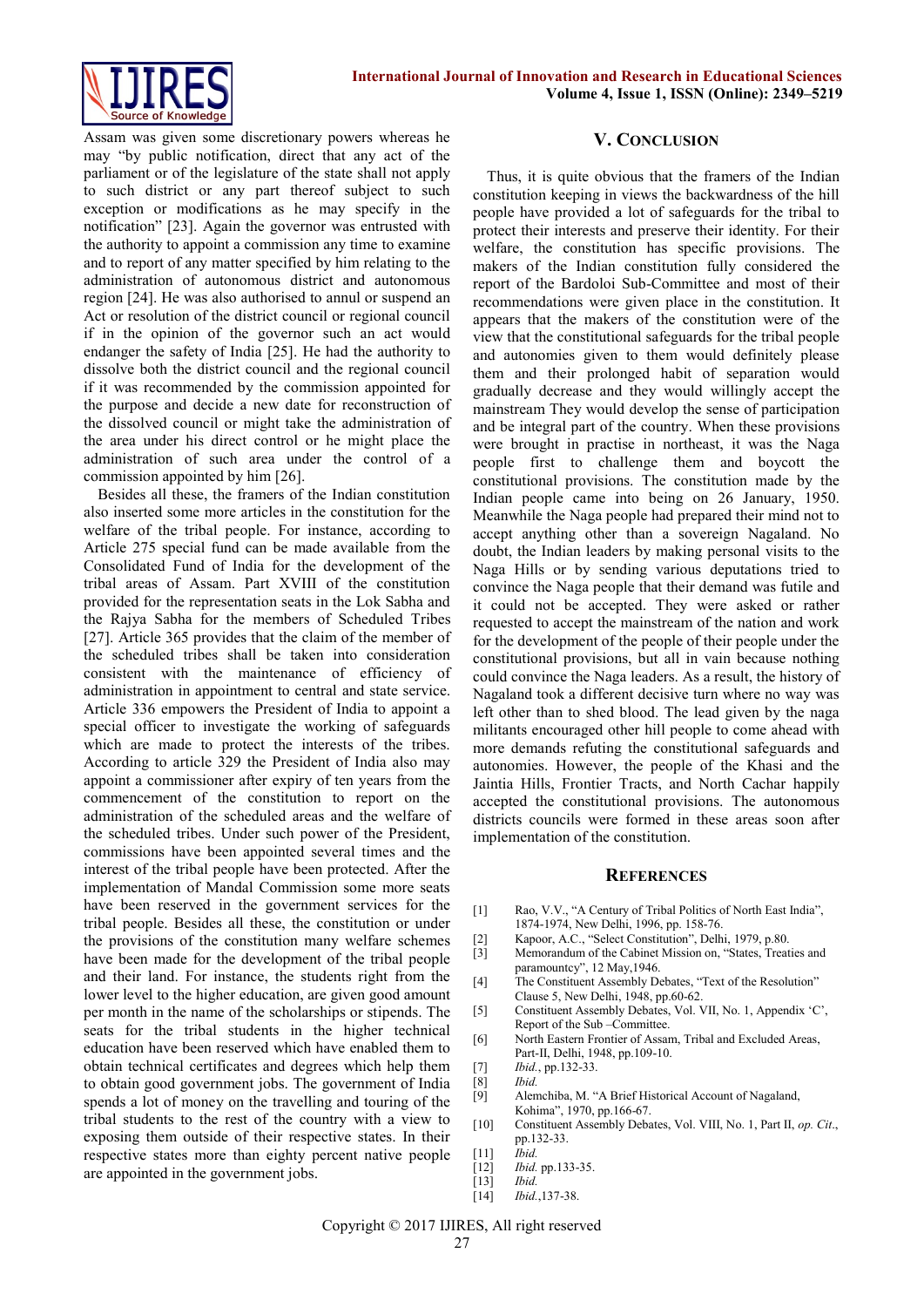Assam was given some discretionary powers whereas he may "by public notification, direct that any act of the parliament or of the legislature of the state shall not apply to such district or any part thereof subject to such exception or modifications as he may specify in the notification" [23]. Again the governor was entrusted with the authority to appoint a commission any time to examine and to report of any matter specified by him relating to the administration of autonomous district and autonomous region [24]. He was also authorised to annul or suspend an Act or resolution of the district council or regional council if in the opinion of the governor such an act would endanger the safety of India [25]. He had the authority to dissolve both the district council and the regional council if it was recommended by the commission appointed for the purpose and decide a new date for reconstruction of the dissolved council or might take the administration of the area under his direct control or he might place the administration of such area under the control of a commission appointed by him [26].

Besides all these, the framers of the Indian constitution also inserted some more articles in the constitution for the welfare of the tribal people. For instance, according to Article 275 special fund can be made available from the Consolidated Fund of India for the development of the tribal areas of Assam. Part XVIII of the constitution provided for the representation seats in the Lok Sabha and the Rajya Sabha for the members of Scheduled Tribes [27]. Article 365 provides that the claim of the member of the scheduled tribes shall be taken into consideration consistent with the maintenance of efficiency of administration in appointment to central and state service. Article 336 empowers the President of India to appoint a special officer to investigate the working of safeguards which are made to protect the interests of the tribes. According to article 329 the President of India also may appoint a commissioner after expiry of ten years from the commencement of the constitution to report on the administration of the scheduled areas and the welfare of the scheduled tribes. Under such power of the President, commissions have been appointed several times and the interest of the tribal people have been protected. After the implementation of Mandal Commission some more seats have been reserved in the government services for the tribal people. Besides all these, the constitution or under the provisions of the constitution many welfare schemes have been made for the development of the tribal people and their land. For instance, the students right from the lower level to the higher education, are given good amount per month in the name of the scholarships or stipends. The seats for the tribal students in the higher technical education have been reserved which have enabled them to obtain technical certificates and degrees which help them to obtain good government jobs. The government of India spends a lot of money on the travelling and touring of the tribal students to the rest of the country with a view to exposing them outside of their respective states. In their respective states more than eighty percent native people are appointed in the government jobs.

## V. Conclusion

Thus, it is quite obvious that the framers of the Indian constitution keeping in views the backwardness of the hill people have provided a lot of safeguards for the tribal to protect their interests and preserve their identity. For their welfare, the constitution has specific provisions. The makers of the Indian constitution fully considered the report of the Bardoloi Sub-Committee and most of their recommendations were given place in the constitution. It appears that the makers of the constitution were of the view that the constitutional safeguards for the tribal people and autonomies given to them would definitely please them and their prolonged habit of separation would gradually decrease and they would willingly accept the mainstream They would develop the sense of participation and be integral part of the country. When these provisions were brought in practise in northeast, it was the Naga people first to challenge them and boycott the constitutional provisions. The constitution made by the Indian people came into being on 26 January, 1950. Meanwhile the Naga people had prepared their mind not to accept anything other than a sovereign Nagaland. No doubt, the Indian leaders by making personal visits to the Naga Hills or by sending various deputations tried to convince the Naga people that their demand was futile and it could not be accepted. They were asked or rather requested to accept the mainstream of the nation and work for the development of the people of their people under the constitutional provisions, but all in vain because nothing could convince the Naga leaders. As a result, the history of Nagaland took a different decisive turn where no way was left other than to shed blood. The lead given by the naga militants encouraged other hill people to come ahead with more demands refuting the constitutional safeguards and autonomies. However, the people of the Khasi and the Jaintia Hills, Frontier Tracts, and North Cachar happily accepted the constitutional provisions. The autonomous districts councils were formed in these areas soon after implementation of the constitution.

## References

[1] Rao, V.V., "A Century of Tribal Politics of North East India", 1874-1974, New Delhi, 1996, pp. 158-76.

[2] Kapoor, A.C., "Select Constitution", Delhi, 1979, p.80.

[3] Memorandum of the Cabinet Mission on, "States, Treaties and paramountcy", 12 May,1946.

[4] The Constituent Assembly Debates, "Text of the Resolution" Clause 5, New Delhi, 1948, pp.60-62.

[5] Constituent Assembly Debates, Vol. VII, No. 1, Appendix 'C', Report of the Sub –Committee.

[6] North Eastern Frontier of Assam, Tribal and Excluded Areas, Part-II, Delhi, 1948, pp.109-10.

[7] *Ibid.*, pp.132-33.

[8] *Ibid.*

[9] Alemchiba, M. "A Brief Historical Account of Nagaland, Kohima", 1970, pp.166-67.

[10] Constituent Assembly Debates, Vol. VIII, No. 1, Part II, *op. Cit*., pp.132-33.

[11] *Ibid.*

[12] *Ibid.* pp.133-35.

[13] *Ibid.*

[14] *Ibid.*,137-38.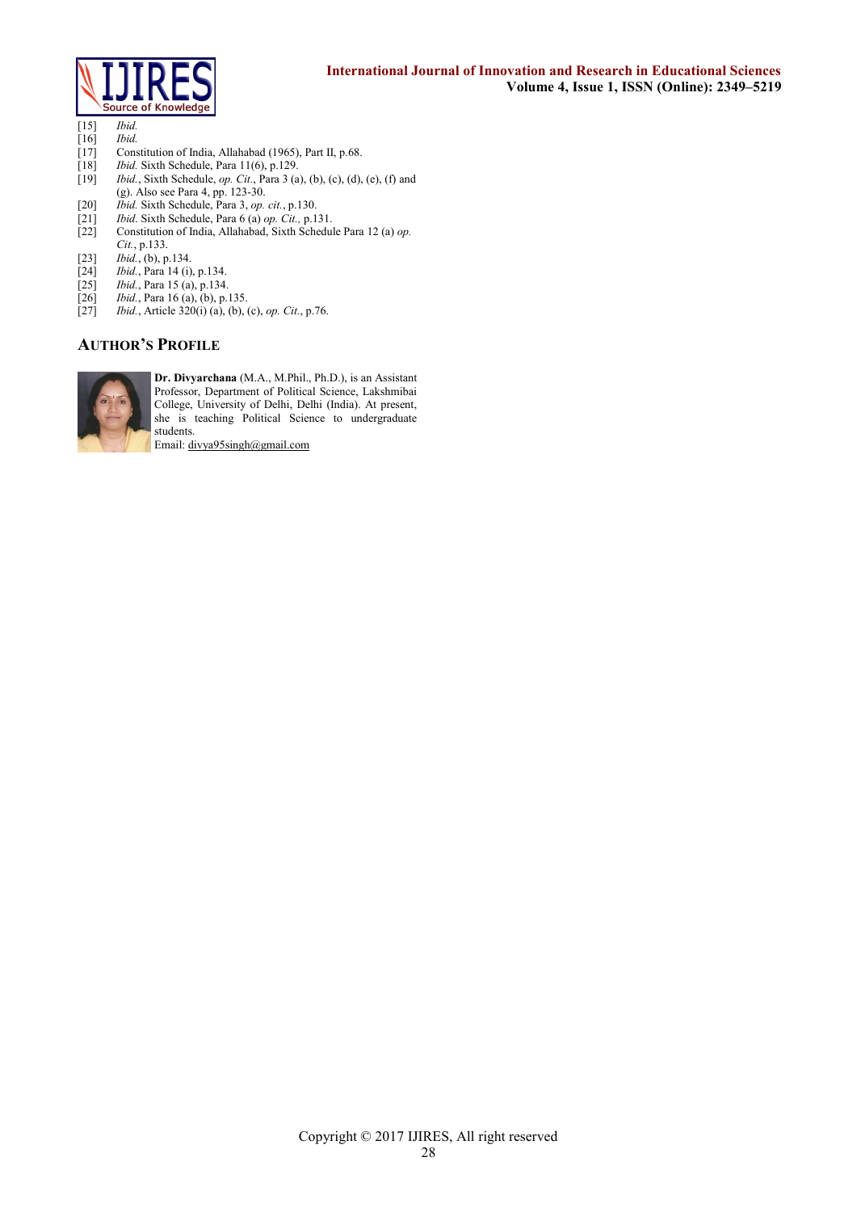[15] *Ibid.*
[16] *Ibid.*
[17] Constitution of India, Allahabad (1965), Part II, p.68.
[18] *Ibid.* Sixth Schedule, Para 11(6), p.129.
[19] *Ibid.*, Sixth Schedule, *op. Cit.*, Para 3 (a), (b), (c), (d), (e), (f) and (g). Also see Para 4, pp. 123-30.
[20] *Ibid.* Sixth Schedule, Para 3, *op. cit.*, p.130.
[21] *Ibid*. Sixth Schedule, Para 6 (a) *op. Cit.,* p.131.
[22] Constitution of India, Allahabad, Sixth Schedule Para 12 (a) *op. Cit.*, p.133.
[23] *Ibid.*, (b), p.134.
[24] *Ibid.*, Para 14 (i), p.134.
[25] *Ibid.*, Para 15 (a), p.134.
[26] *Ibid.*, Para 16 (a), (b), p.135.
[27] *Ibid.*, Article 320(i) (a), (b), (c), *op. Cit.*, p.76.

## AUTHOR'S PROFILE

**Dr. Divyarchana** (M.A., M.Phil., Ph.D.), is an Assistant Professor, Department of Political Science, Lakshmibai College, University of Delhi, Delhi (India). At present, she is teaching Political Science to undergraduate students.
Email: divya95singh@gmail.com